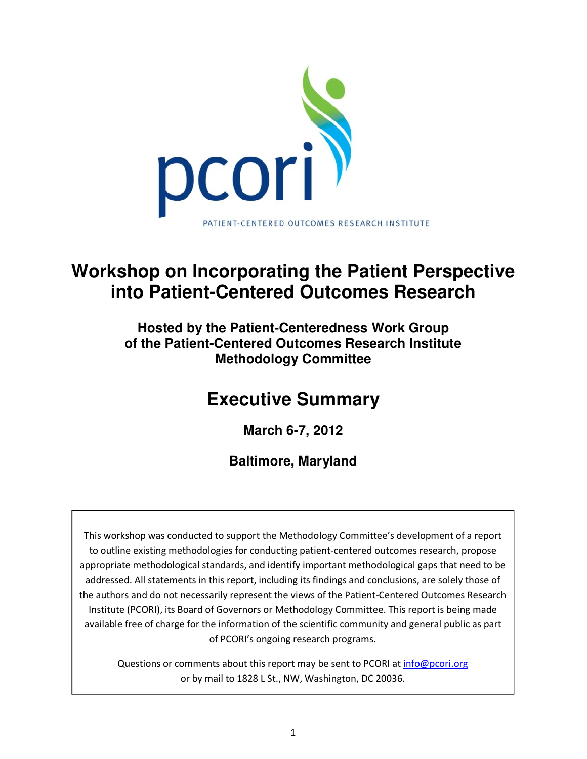pcori

PATIENT-CENTERED OUTCOMES RESEARCH INSTITUTE

# Workshop on Incorporating the Patient Perspective into Patient-Centered Outcomes Research

### Hosted by the Patient-Centeredness Work Group of the Patient-Centered Outcomes Research Institute Methodology Committee

## Executive Summary

**March 6-7, 2012**

**Baltimore, Maryland**

This workshop was conducted to support the Methodology Committee's development of a report to outline existing methodologies for conducting patient-centered outcomes research, propose appropriate methodological standards, and identify important methodological gaps that need to be addressed. All statements in this report, including its findings and conclusions, are solely those of the authors and do not necessarily represent the views of the Patient-Centered Outcomes Research Institute (PCORI), its Board of Governors or Methodology Committee. This report is being made available free of charge for the information of the scientific community and general public as part of PCORI's ongoing research programs.

Questions or comments about this report may be sent to PCORI at info@pcori.org or by mail to 1828 L St., NW, Washington, DC 20036.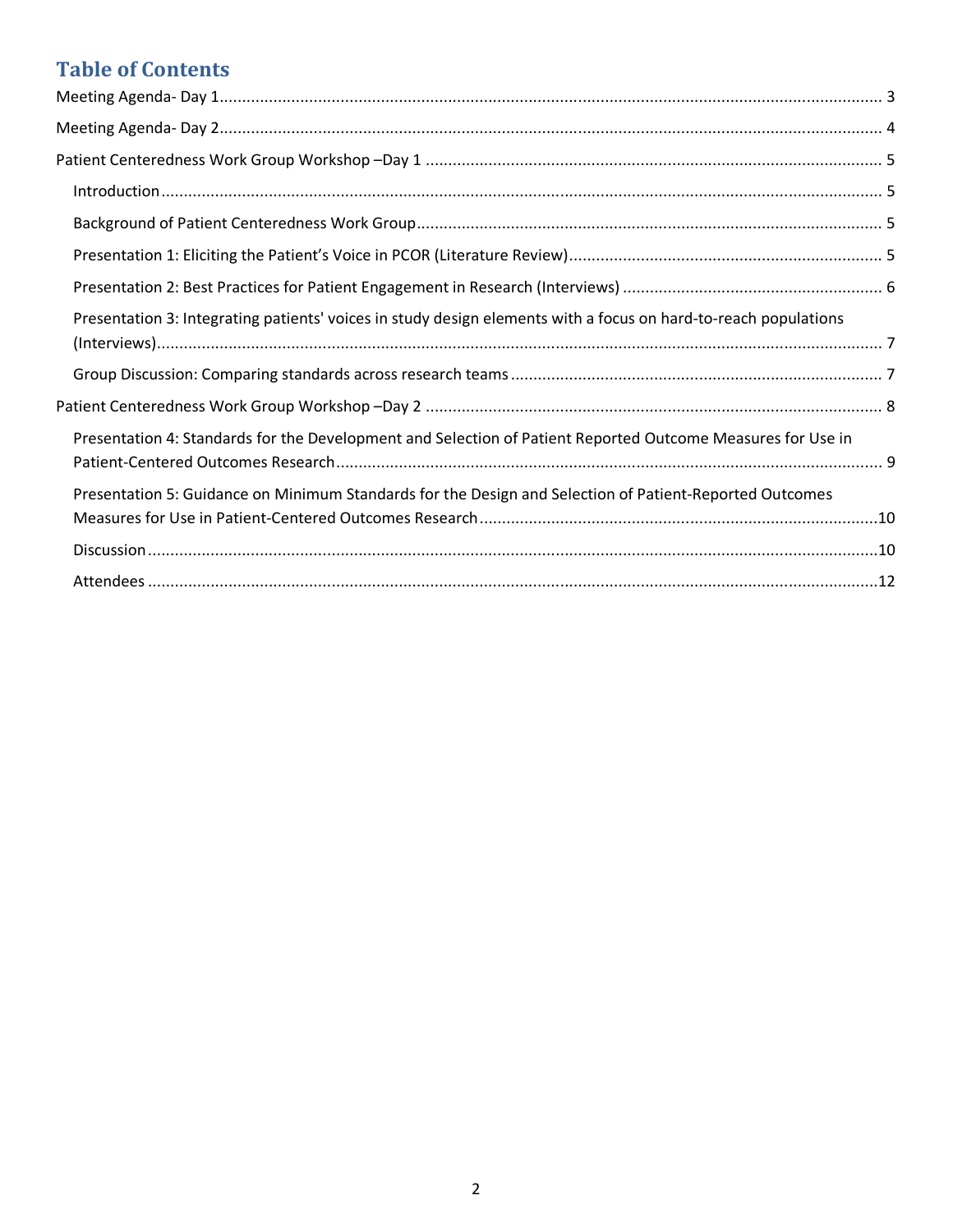# Table of Contents

Meeting Agenda- Day 1 .......... 3

Meeting Agenda- Day 2 .......... 4

Patient Centeredness Work Group Workshop –Day 1 .......... 5

- Introduction .......... 5
- Background of Patient Centeredness Work Group .......... 5
- Presentation 1: Eliciting the Patient's Voice in PCOR (Literature Review) .......... 5
- Presentation 2: Best Practices for Patient Engagement in Research (Interviews) .......... 6
- Presentation 3: Integrating patients' voices in study design elements with a focus on hard-to-reach populations (Interviews) .......... 7
- Group Discussion: Comparing standards across research teams .......... 7

Patient Centeredness Work Group Workshop –Day 2 .......... 8

- Presentation 4: Standards for the Development and Selection of Patient Reported Outcome Measures for Use in Patient-Centered Outcomes Research .......... 9
- Presentation 5: Guidance on Minimum Standards for the Design and Selection of Patient-Reported Outcomes Measures for Use in Patient-Centered Outcomes Research .......... 10
- Discussion .......... 10
- Attendees .......... 12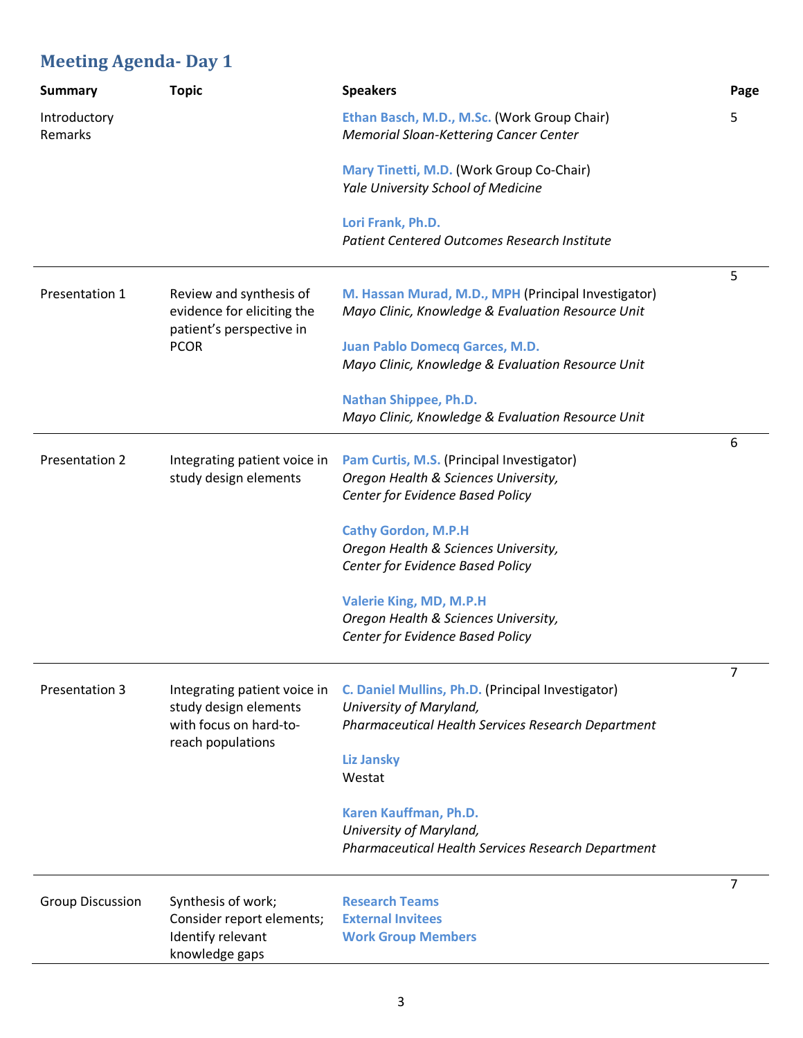## Meeting Agenda- Day 1

| Summary | Topic | Speakers | Page |
|---|---|---|---|
| Introductory Remarks | | **Ethan Basch, M.D., M.Sc.** (Work Group Chair)<br>*Memorial Sloan-Kettering Cancer Center*<br><br>**Mary Tinetti, M.D.** (Work Group Co-Chair)<br>*Yale University School of Medicine*<br><br>**Lori Frank, Ph.D.**<br>*Patient Centered Outcomes Research Institute* | 5 |
| Presentation 1 | Review and synthesis of evidence for eliciting the patient's perspective in PCOR | **M. Hassan Murad, M.D., MPH** (Principal Investigator)<br>*Mayo Clinic, Knowledge & Evaluation Resource Unit*<br><br>**Juan Pablo Domecq Garces, M.D.**<br>*Mayo Clinic, Knowledge & Evaluation Resource Unit*<br><br>**Nathan Shippee, Ph.D.**<br>*Mayo Clinic, Knowledge & Evaluation Resource Unit* | 5 |
| Presentation 2 | Integrating patient voice in study design elements | **Pam Curtis, M.S.** (Principal Investigator)<br>*Oregon Health & Sciences University, Center for Evidence Based Policy*<br><br>**Cathy Gordon, M.P.H**<br>*Oregon Health & Sciences University, Center for Evidence Based Policy*<br><br>**Valerie King, MD, M.P.H**<br>*Oregon Health & Sciences University, Center for Evidence Based Policy* | 6 |
| Presentation 3 | Integrating patient voice in study design elements with focus on hard-to-reach populations | **C. Daniel Mullins, Ph.D.** (Principal Investigator)<br>*University of Maryland, Pharmaceutical Health Services Research Department*<br><br>**Liz Jansky**<br>Westat<br><br>**Karen Kauffman, Ph.D.**<br>*University of Maryland, Pharmaceutical Health Services Research Department* | 7 |
| Group Discussion | Synthesis of work; Consider report elements; Identify relevant knowledge gaps | **Research Teams**<br>**External Invitees**<br>**Work Group Members** | 7 |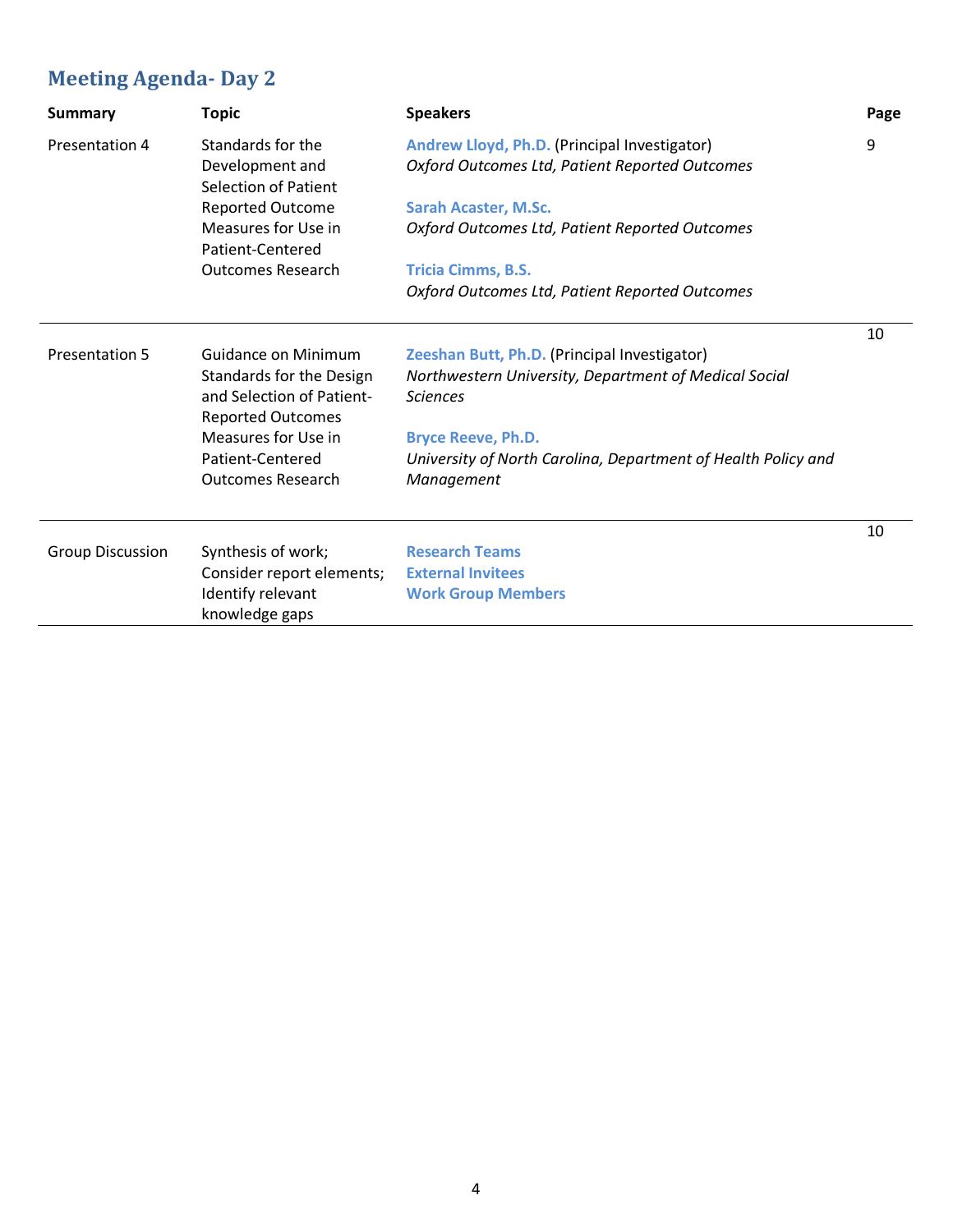## Meeting Agenda- Day 2

| Summary | Topic | Speakers | Page |
|---|---|---|---|
| Presentation 4 | Standards for the Development and Selection of Patient Reported Outcome Measures for Use in Patient-Centered Outcomes Research | **Andrew Lloyd, Ph.D.** (Principal Investigator)<br>*Oxford Outcomes Ltd, Patient Reported Outcomes*<br><br>**Sarah Acaster, M.Sc.**<br>*Oxford Outcomes Ltd, Patient Reported Outcomes*<br><br>**Tricia Cimms, B.S.**<br>*Oxford Outcomes Ltd, Patient Reported Outcomes* | 9 |
| Presentation 5 | Guidance on Minimum Standards for the Design and Selection of Patient-Reported Outcomes Measures for Use in Patient-Centered Outcomes Research | **Zeeshan Butt, Ph.D.** (Principal Investigator)<br>*Northwestern University, Department of Medical Social Sciences*<br><br>**Bryce Reeve, Ph.D.**<br>*University of North Carolina, Department of Health Policy and Management* | 10 |
| Group Discussion | Synthesis of work; Consider report elements; Identify relevant knowledge gaps | **Research Teams**<br>**External Invitees**<br>**Work Group Members** | 10 |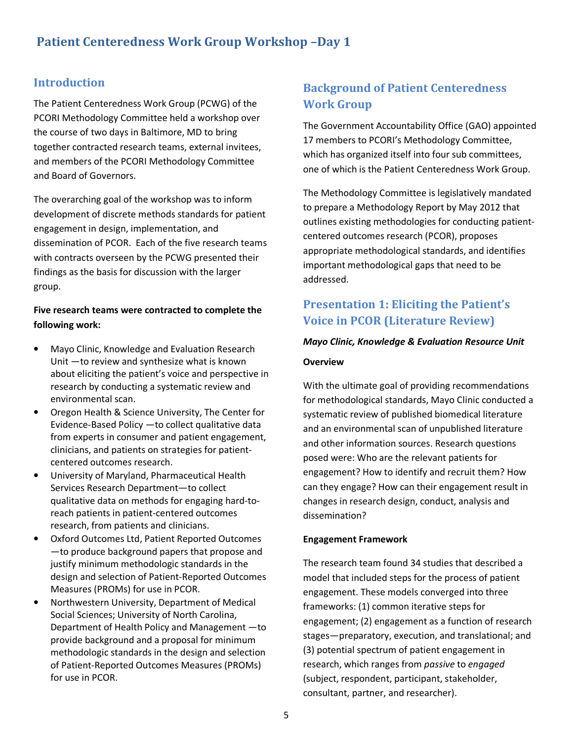# Patient Centeredness Work Group Workshop –Day 1

## Introduction

The Patient Centeredness Work Group (PCWG) of the PCORI Methodology Committee held a workshop over the course of two days in Baltimore, MD to bring together contracted research teams, external invitees, and members of the PCORI Methodology Committee and Board of Governors.

The overarching goal of the workshop was to inform development of discrete methods standards for patient engagement in design, implementation, and dissemination of PCOR. Each of the five research teams with contracts overseen by the PCWG presented their findings as the basis for discussion with the larger group.

**Five research teams were contracted to complete the following work:**

- Mayo Clinic, Knowledge and Evaluation Research Unit —to review and synthesize what is known about eliciting the patient's voice and perspective in research by conducting a systematic review and environmental scan.
- Oregon Health & Science University, The Center for Evidence-Based Policy —to collect qualitative data from experts in consumer and patient engagement, clinicians, and patients on strategies for patient-centered outcomes research.
- University of Maryland, Pharmaceutical Health Services Research Department—to collect qualitative data on methods for engaging hard-to-reach patients in patient-centered outcomes research, from patients and clinicians.
- Oxford Outcomes Ltd, Patient Reported Outcomes —to produce background papers that propose and justify minimum methodologic standards in the design and selection of Patient-Reported Outcomes Measures (PROMs) for use in PCOR.
- Northwestern University, Department of Medical Social Sciences; University of North Carolina, Department of Health Policy and Management —to provide background and a proposal for minimum methodologic standards in the design and selection of Patient-Reported Outcomes Measures (PROMs) for use in PCOR.

## Background of Patient Centeredness Work Group

The Government Accountability Office (GAO) appointed 17 members to PCORI's Methodology Committee, which has organized itself into four sub committees, one of which is the Patient Centeredness Work Group.

The Methodology Committee is legislatively mandated to prepare a Methodology Report by May 2012 that outlines existing methodologies for conducting patient-centered outcomes research (PCOR), proposes appropriate methodological standards, and identifies important methodological gaps that need to be addressed.

## Presentation 1: Eliciting the Patient's Voice in PCOR (Literature Review)

***Mayo Clinic, Knowledge & Evaluation Resource Unit***

**Overview**

With the ultimate goal of providing recommendations for methodological standards, Mayo Clinic conducted a systematic review of published biomedical literature and an environmental scan of unpublished literature and other information sources. Research questions posed were: Who are the relevant patients for engagement? How to identify and recruit them? How can they engage? How can their engagement result in changes in research design, conduct, analysis and dissemination?

**Engagement Framework**

The research team found 34 studies that described a model that included steps for the process of patient engagement. These models converged into three frameworks: (1) common iterative steps for engagement; (2) engagement as a function of research stages—preparatory, execution, and translational; and (3) potential spectrum of patient engagement in research, which ranges from *passive* to *engaged* (subject, respondent, participant, stakeholder, consultant, partner, and researcher).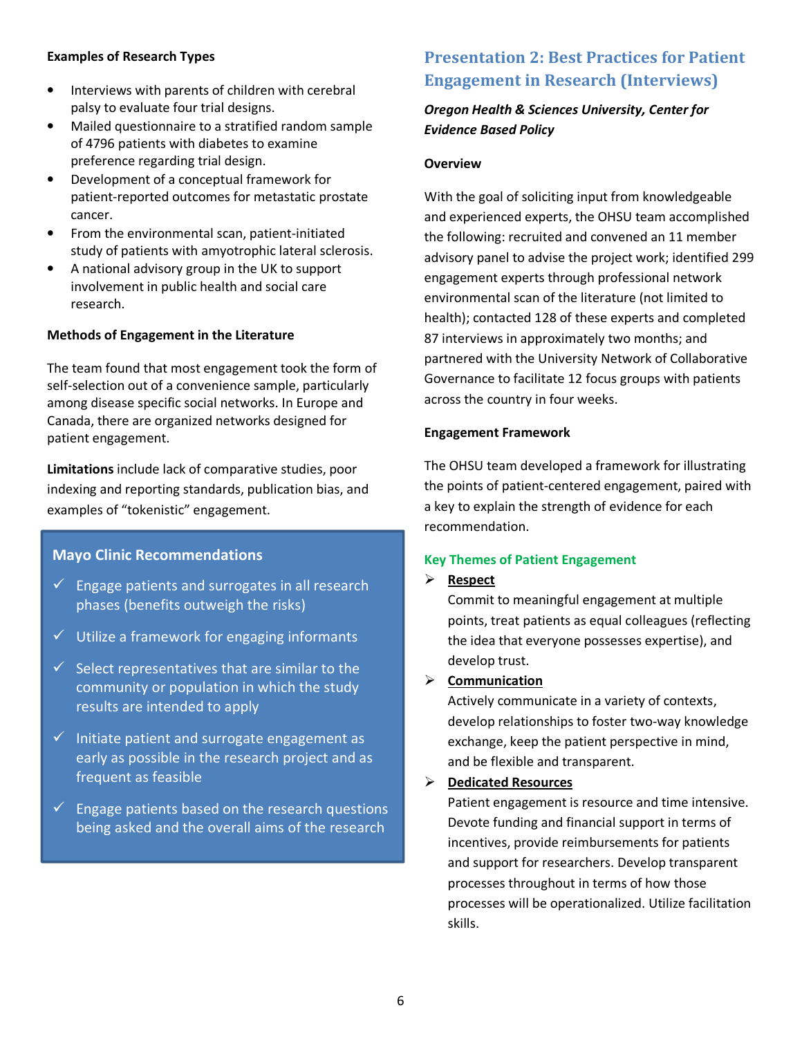**Examples of Research Types**

- Interviews with parents of children with cerebral palsy to evaluate four trial designs.
- Mailed questionnaire to a stratified random sample of 4796 patients with diabetes to examine preference regarding trial design.
- Development of a conceptual framework for patient-reported outcomes for metastatic prostate cancer.
- From the environmental scan, patient-initiated study of patients with amyotrophic lateral sclerosis.
- A national advisory group in the UK to support involvement in public health and social care research.

**Methods of Engagement in the Literature**

The team found that most engagement took the form of self-selection out of a convenience sample, particularly among disease specific social networks. In Europe and Canada, there are organized networks designed for patient engagement.

**Limitations** include lack of comparative studies, poor indexing and reporting standards, publication bias, and examples of "tokenistic" engagement.

**Mayo Clinic Recommendations**

- ✓ Engage patients and surrogates in all research phases (benefits outweigh the risks)
- ✓ Utilize a framework for engaging informants
- ✓ Select representatives that are similar to the community or population in which the study results are intended to apply
- ✓ Initiate patient and surrogate engagement as early as possible in the research project and as frequent as feasible
- ✓ Engage patients based on the research questions being asked and the overall aims of the research

## Presentation 2: Best Practices for Patient Engagement in Research (Interviews)

***Oregon Health & Sciences University, Center for Evidence Based Policy***

**Overview**

With the goal of soliciting input from knowledgeable and experienced experts, the OHSU team accomplished the following: recruited and convened an 11 member advisory panel to advise the project work; identified 299 engagement experts through professional network environmental scan of the literature (not limited to health); contacted 128 of these experts and completed 87 interviews in approximately two months; and partnered with the University Network of Collaborative Governance to facilitate 12 focus groups with patients across the country in four weeks.

**Engagement Framework**

The OHSU team developed a framework for illustrating the points of patient-centered engagement, paired with a key to explain the strength of evidence for each recommendation.

**Key Themes of Patient Engagement**

- **Respect**
  Commit to meaningful engagement at multiple points, treat patients as equal colleagues (reflecting the idea that everyone possesses expertise), and develop trust.
- **Communication**
  Actively communicate in a variety of contexts, develop relationships to foster two-way knowledge exchange, keep the patient perspective in mind, and be flexible and transparent.
- **Dedicated Resources**
  Patient engagement is resource and time intensive. Devote funding and financial support in terms of incentives, provide reimbursements for patients and support for researchers. Develop transparent processes throughout in terms of how those processes will be operationalized. Utilize facilitation skills.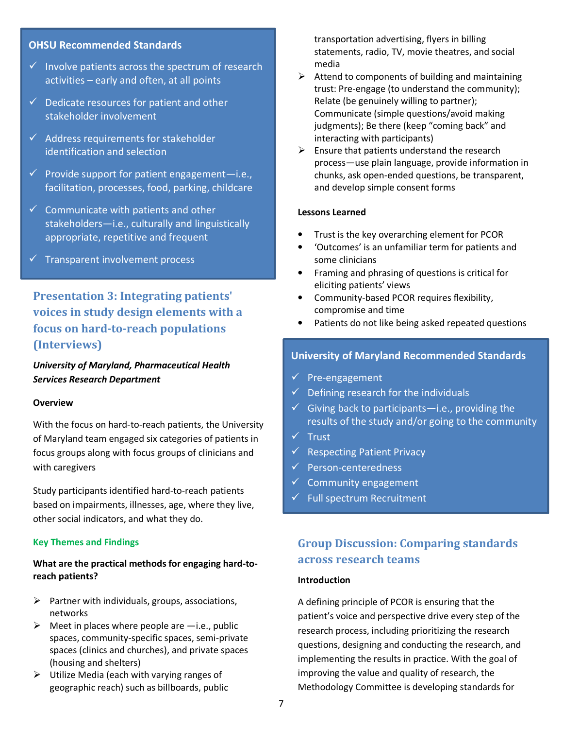### OHSU Recommended Standards

- ✓ Involve patients across the spectrum of research activities – early and often, at all points
- ✓ Dedicate resources for patient and other stakeholder involvement
- ✓ Address requirements for stakeholder identification and selection
- ✓ Provide support for patient engagement—i.e., facilitation, processes, food, parking, childcare
- ✓ Communicate with patients and other stakeholders—i.e., culturally and linguistically appropriate, repetitive and frequent
- ✓ Transparent involvement process

## Presentation 3: Integrating patients' voices in study design elements with a focus on hard-to-reach populations (Interviews)

***University of Maryland, Pharmaceutical Health Services Research Department***

**Overview**

With the focus on hard-to-reach patients, the University of Maryland team engaged six categories of patients in focus groups along with focus groups of clinicians and with caregivers

Study participants identified hard-to-reach patients based on impairments, illnesses, age, where they live, other social indicators, and what they do.

**Key Themes and Findings**

**What are the practical methods for engaging hard-to-reach patients?**

- Partner with individuals, groups, associations, networks
- Meet in places where people are —i.e., public spaces, community-specific spaces, semi-private spaces (clinics and churches), and private spaces (housing and shelters)
- Utilize Media (each with varying ranges of geographic reach) such as billboards, public transportation advertising, flyers in billing statements, radio, TV, movie theatres, and social media
- Attend to components of building and maintaining trust: Pre-engage (to understand the community); Relate (be genuinely willing to partner); Communicate (simple questions/avoid making judgments); Be there (keep "coming back" and interacting with participants)
- Ensure that patients understand the research process—use plain language, provide information in chunks, ask open-ended questions, be transparent, and develop simple consent forms

**Lessons Learned**

- Trust is the key overarching element for PCOR
- 'Outcomes' is an unfamiliar term for patients and some clinicians
- Framing and phrasing of questions is critical for eliciting patients' views
- Community-based PCOR requires flexibility, compromise and time
- Patients do not like being asked repeated questions

### University of Maryland Recommended Standards

- ✓ Pre-engagement
- ✓ Defining research for the individuals
- ✓ Giving back to participants—i.e., providing the results of the study and/or going to the community
- ✓ Trust
- ✓ Respecting Patient Privacy
- ✓ Person-centeredness
- ✓ Community engagement
- ✓ Full spectrum Recruitment

## Group Discussion: Comparing standards across research teams

**Introduction**

A defining principle of PCOR is ensuring that the patient's voice and perspective drive every step of the research process, including prioritizing the research questions, designing and conducting the research, and implementing the results in practice. With the goal of improving the value and quality of research, the Methodology Committee is developing standards for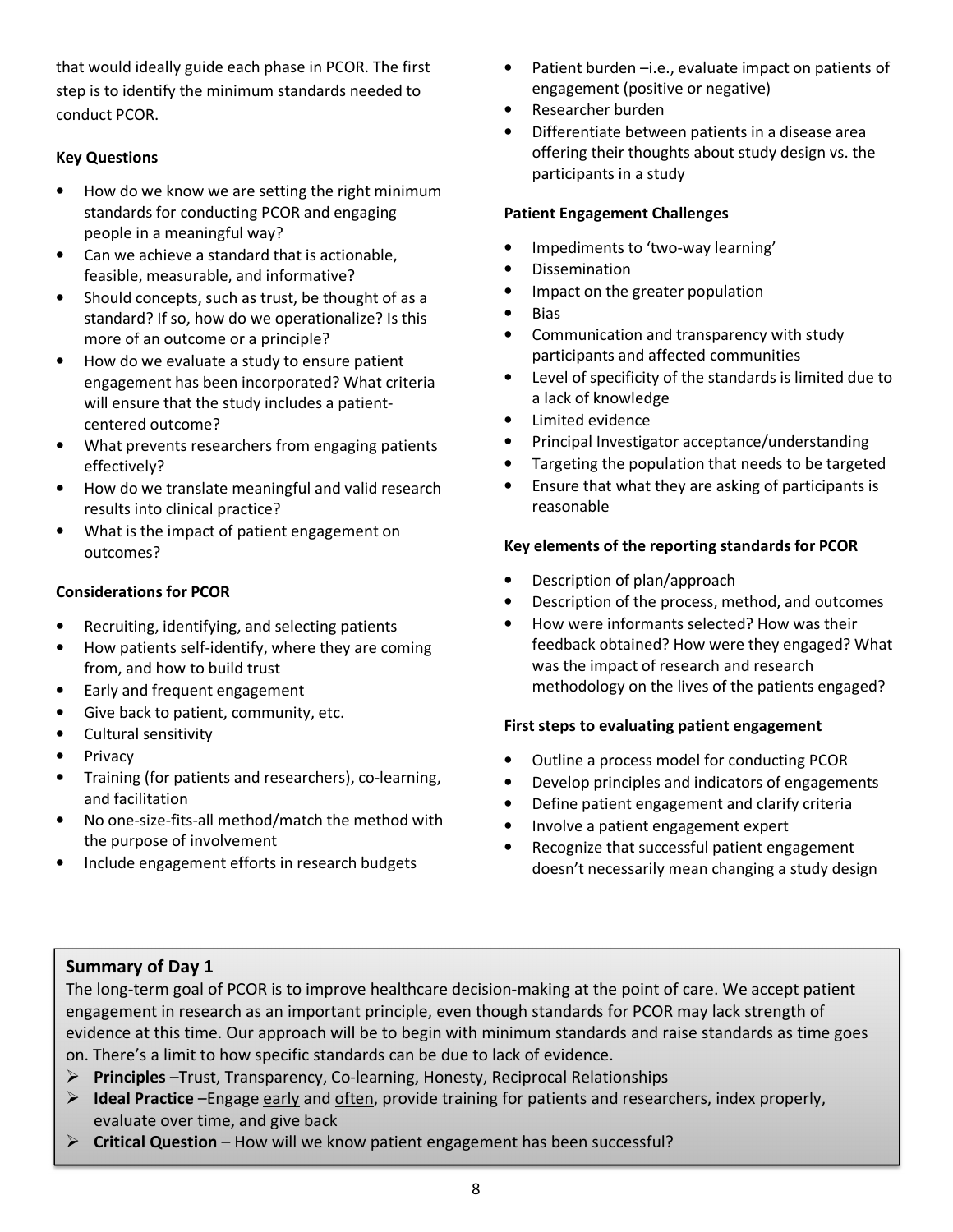that would ideally guide each phase in PCOR. The first step is to identify the minimum standards needed to conduct PCOR.

**Key Questions**

- How do we know we are setting the right minimum standards for conducting PCOR and engaging people in a meaningful way?
- Can we achieve a standard that is actionable, feasible, measurable, and informative?
- Should concepts, such as trust, be thought of as a standard? If so, how do we operationalize? Is this more of an outcome or a principle?
- How do we evaluate a study to ensure patient engagement has been incorporated? What criteria will ensure that the study includes a patient-centered outcome?
- What prevents researchers from engaging patients effectively?
- How do we translate meaningful and valid research results into clinical practice?
- What is the impact of patient engagement on outcomes?

**Considerations for PCOR**

- Recruiting, identifying, and selecting patients
- How patients self-identify, where they are coming from, and how to build trust
- Early and frequent engagement
- Give back to patient, community, etc.
- Cultural sensitivity
- Privacy
- Training (for patients and researchers), co-learning, and facilitation
- No one-size-fits-all method/match the method with the purpose of involvement
- Include engagement efforts in research budgets
- Patient burden –i.e., evaluate impact on patients of engagement (positive or negative)
- Researcher burden
- Differentiate between patients in a disease area offering their thoughts about study design vs. the participants in a study

**Patient Engagement Challenges**

- Impediments to 'two-way learning'
- Dissemination
- Impact on the greater population
- Bias
- Communication and transparency with study participants and affected communities
- Level of specificity of the standards is limited due to a lack of knowledge
- Limited evidence
- Principal Investigator acceptance/understanding
- Targeting the population that needs to be targeted
- Ensure that what they are asking of participants is reasonable

**Key elements of the reporting standards for PCOR**

- Description of plan/approach
- Description of the process, method, and outcomes
- How were informants selected? How was their feedback obtained? How were they engaged? What was the impact of research and research methodology on the lives of the patients engaged?

**First steps to evaluating patient engagement**

- Outline a process model for conducting PCOR
- Develop principles and indicators of engagements
- Define patient engagement and clarify criteria
- Involve a patient engagement expert
- Recognize that successful patient engagement doesn't necessarily mean changing a study design

**Summary of Day 1**

The long-term goal of PCOR is to improve healthcare decision-making at the point of care. We accept patient engagement in research as an important principle, even though standards for PCOR may lack strength of evidence at this time. Our approach will be to begin with minimum standards and raise standards as time goes on. There's a limit to how specific standards can be due to lack of evidence.

- **Principles** –Trust, Transparency, Co-learning, Honesty, Reciprocal Relationships
- **Ideal Practice** –Engage early and often, provide training for patients and researchers, index properly, evaluate over time, and give back
- **Critical Question** – How will we know patient engagement has been successful?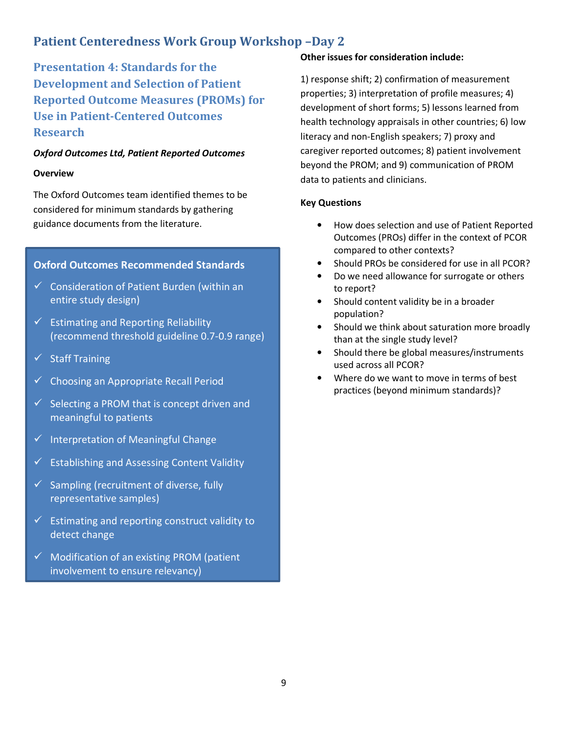# Patient Centeredness Work Group Workshop –Day 2

## Presentation 4: Standards for the Development and Selection of Patient Reported Outcome Measures (PROMs) for Use in Patient-Centered Outcomes Research

***Oxford Outcomes Ltd, Patient Reported Outcomes***

**Overview**

The Oxford Outcomes team identified themes to be considered for minimum standards by gathering guidance documents from the literature.

**Oxford Outcomes Recommended Standards**

- ✓ Consideration of Patient Burden (within an entire study design)
- ✓ Estimating and Reporting Reliability (recommend threshold guideline 0.7-0.9 range)
- ✓ Staff Training
- ✓ Choosing an Appropriate Recall Period
- ✓ Selecting a PROM that is concept driven and meaningful to patients
- ✓ Interpretation of Meaningful Change
- ✓ Establishing and Assessing Content Validity
- ✓ Sampling (recruitment of diverse, fully representative samples)
- ✓ Estimating and reporting construct validity to detect change
- ✓ Modification of an existing PROM (patient involvement to ensure relevancy)

**Other issues for consideration include:**

1) response shift; 2) confirmation of measurement properties; 3) interpretation of profile measures; 4) development of short forms; 5) lessons learned from health technology appraisals in other countries; 6) low literacy and non-English speakers; 7) proxy and caregiver reported outcomes; 8) patient involvement beyond the PROM; and 9) communication of PROM data to patients and clinicians.

**Key Questions**

- How does selection and use of Patient Reported Outcomes (PROs) differ in the context of PCOR compared to other contexts?
- Should PROs be considered for use in all PCOR?
- Do we need allowance for surrogate or others to report?
- Should content validity be in a broader population?
- Should we think about saturation more broadly than at the single study level?
- Should there be global measures/instruments used across all PCOR?
- Where do we want to move in terms of best practices (beyond minimum standards)?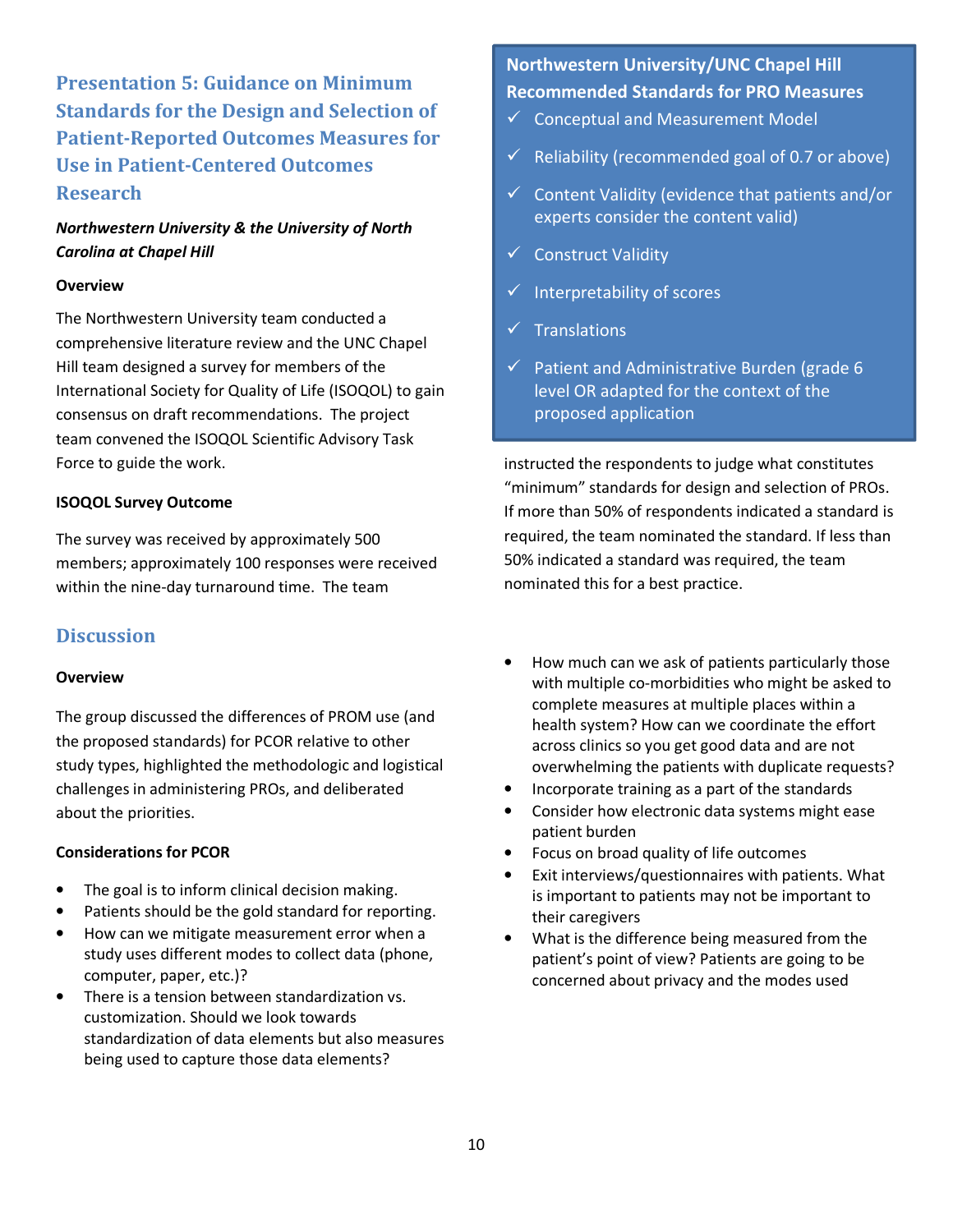## Presentation 5: Guidance on Minimum Standards for the Design and Selection of Patient-Reported Outcomes Measures for Use in Patient-Centered Outcomes Research

***Northwestern University & the University of North Carolina at Chapel Hill***

**Overview**

The Northwestern University team conducted a comprehensive literature review and the UNC Chapel Hill team designed a survey for members of the International Society for Quality of Life (ISOQOL) to gain consensus on draft recommendations. The project team convened the ISOQOL Scientific Advisory Task Force to guide the work.

**ISOQOL Survey Outcome**

The survey was received by approximately 500 members; approximately 100 responses were received within the nine-day turnaround time. The team instructed the respondents to judge what constitutes "minimum" standards for design and selection of PROs. If more than 50% of respondents indicated a standard is required, the team nominated the standard. If less than 50% indicated a standard was required, the team nominated this for a best practice.

**Northwestern University/UNC Chapel Hill Recommended Standards for PRO Measures**

- ✓ Conceptual and Measurement Model
- ✓ Reliability (recommended goal of 0.7 or above)
- ✓ Content Validity (evidence that patients and/or experts consider the content valid)
- ✓ Construct Validity
- ✓ Interpretability of scores
- ✓ Translations
- ✓ Patient and Administrative Burden (grade 6 level OR adapted for the context of the proposed application

## Discussion

**Overview**

The group discussed the differences of PROM use (and the proposed standards) for PCOR relative to other study types, highlighted the methodologic and logistical challenges in administering PROs, and deliberated about the priorities.

**Considerations for PCOR**

- The goal is to inform clinical decision making.
- Patients should be the gold standard for reporting.
- How can we mitigate measurement error when a study uses different modes to collect data (phone, computer, paper, etc.)?
- There is a tension between standardization vs. customization. Should we look towards standardization of data elements but also measures being used to capture those data elements?
- How much can we ask of patients particularly those with multiple co-morbidities who might be asked to complete measures at multiple places within a health system? How can we coordinate the effort across clinics so you get good data and are not overwhelming the patients with duplicate requests?
- Incorporate training as a part of the standards
- Consider how electronic data systems might ease patient burden
- Focus on broad quality of life outcomes
- Exit interviews/questionnaires with patients. What is important to patients may not be important to their caregivers
- What is the difference being measured from the patient's point of view? Patients are going to be concerned about privacy and the modes used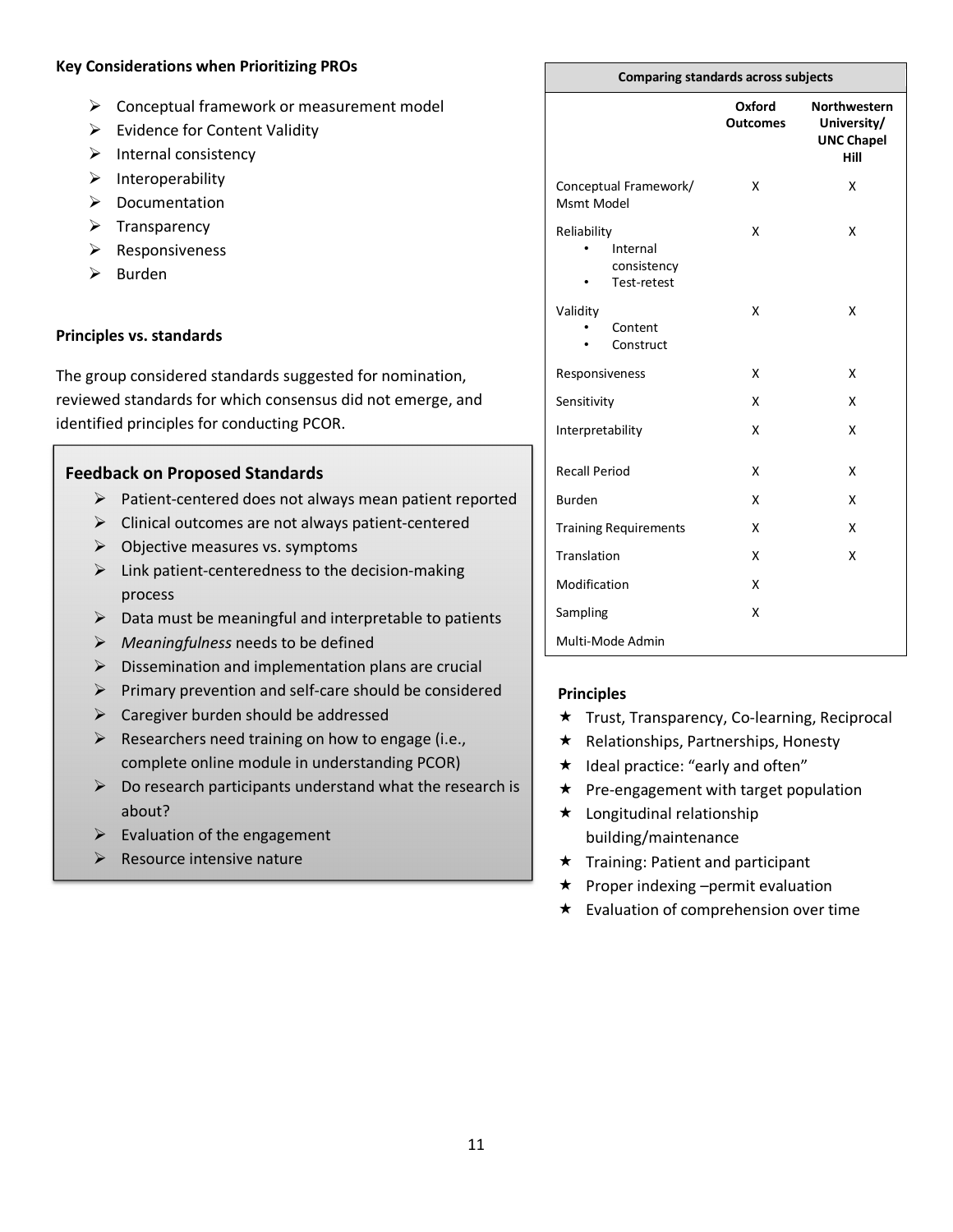**Key Considerations when Prioritizing PROs**

- Conceptual framework or measurement model
- Evidence for Content Validity
- Internal consistency
- Interoperability
- Documentation
- Transparency
- Responsiveness
- Burden

**Principles vs. standards**

The group considered standards suggested for nomination, reviewed standards for which consensus did not emerge, and identified principles for conducting PCOR.

**Feedback on Proposed Standards**

- Patient-centered does not always mean patient reported
- Clinical outcomes are not always patient-centered
- Objective measures vs. symptoms
- Link patient-centeredness to the decision-making process
- Data must be meaningful and interpretable to patients
- *Meaningfulness* needs to be defined
- Dissemination and implementation plans are crucial
- Primary prevention and self-care should be considered
- Caregiver burden should be addressed
- Researchers need training on how to engage (i.e., complete online module in understanding PCOR)
- Do research participants understand what the research is about?
- Evaluation of the engagement
- Resource intensive nature

**Comparing standards across subjects**

| | Oxford Outcomes | Northwestern University/ UNC Chapel Hill |
|---|---|---|
| Conceptual Framework/ Msmt Model | X | X |
| Reliability<br>• Internal consistency<br>• Test-retest | X | X |
| Validity<br>• Content<br>• Construct | X | X |
| Responsiveness | X | X |
| Sensitivity | X | X |
| Interpretability | X | X |
| Recall Period | X | X |
| Burden | X | X |
| Training Requirements | X | X |
| Translation | X | X |
| Modification | X | |
| Sampling | X | |
| Multi-Mode Admin | | |

**Principles**

- ★ Trust, Transparency, Co-learning, Reciprocal
- ★ Relationships, Partnerships, Honesty
- ★ Ideal practice: "early and often"
- ★ Pre-engagement with target population
- ★ Longitudinal relationship building/maintenance
- ★ Training: Patient and participant
- ★ Proper indexing –permit evaluation
- ★ Evaluation of comprehension over time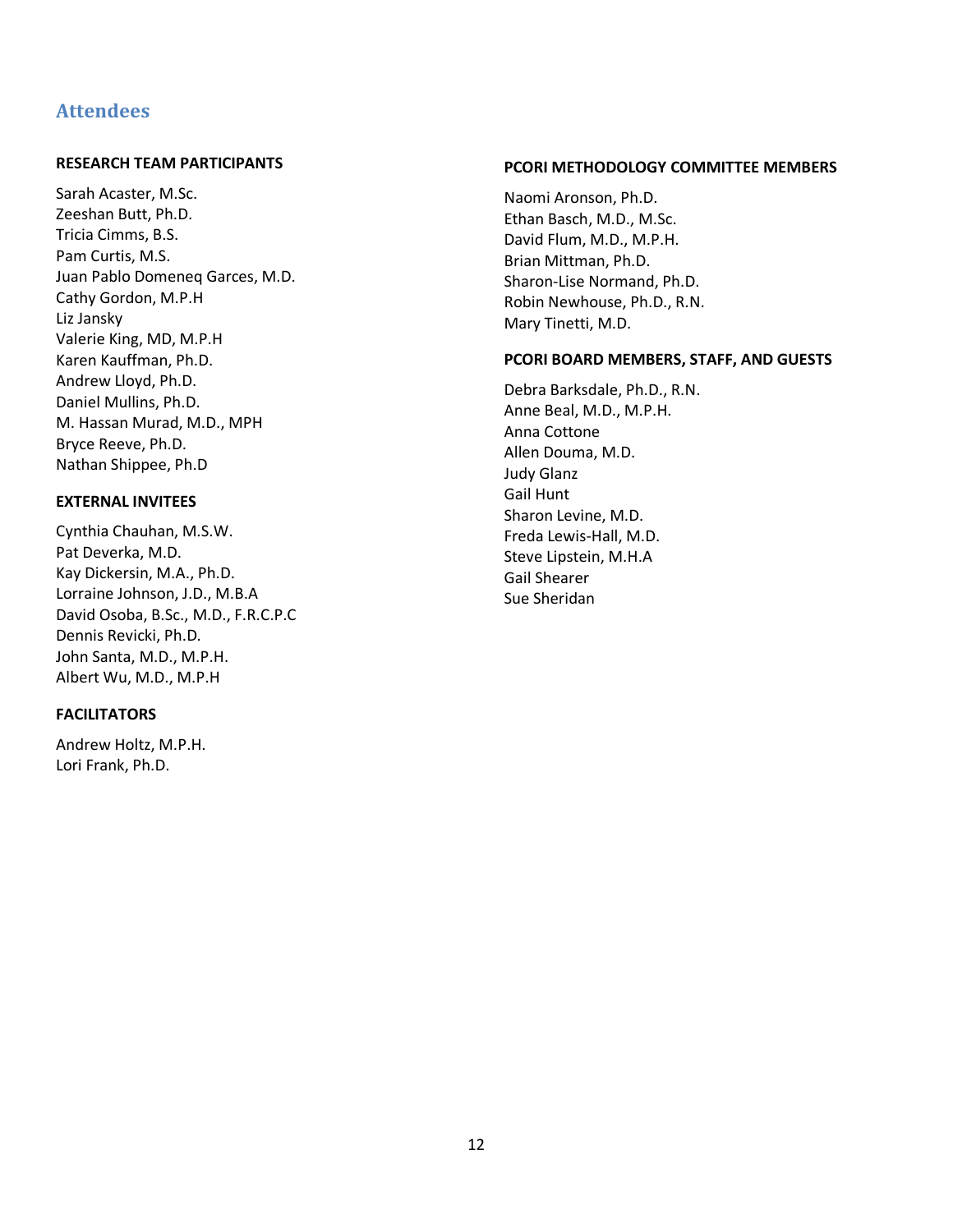## Attendees

**RESEARCH TEAM PARTICIPANTS**

Sarah Acaster, M.Sc.
Zeeshan Butt, Ph.D.
Tricia Cimms, B.S.
Pam Curtis, M.S.
Juan Pablo Domeneq Garces, M.D.
Cathy Gordon, M.P.H
Liz Jansky
Valerie King, MD, M.P.H
Karen Kauffman, Ph.D.
Andrew Lloyd, Ph.D.
Daniel Mullins, Ph.D.
M. Hassan Murad, M.D., MPH
Bryce Reeve, Ph.D.
Nathan Shippee, Ph.D

**EXTERNAL INVITEES**

Cynthia Chauhan, M.S.W.
Pat Deverka, M.D.
Kay Dickersin, M.A., Ph.D.
Lorraine Johnson, J.D., M.B.A
David Osoba, B.Sc., M.D., F.R.C.P.C
Dennis Revicki, Ph.D.
John Santa, M.D., M.P.H.
Albert Wu, M.D., M.P.H

**FACILITATORS**

Andrew Holtz, M.P.H.
Lori Frank, Ph.D.

**PCORI METHODOLOGY COMMITTEE MEMBERS**

Naomi Aronson, Ph.D.
Ethan Basch, M.D., M.Sc.
David Flum, M.D., M.P.H.
Brian Mittman, Ph.D.
Sharon-Lise Normand, Ph.D.
Robin Newhouse, Ph.D., R.N.
Mary Tinetti, M.D.

**PCORI BOARD MEMBERS, STAFF, AND GUESTS**

Debra Barksdale, Ph.D., R.N.
Anne Beal, M.D., M.P.H.
Anna Cottone
Allen Douma, M.D.
Judy Glanz
Gail Hunt
Sharon Levine, M.D.
Freda Lewis-Hall, M.D.
Steve Lipstein, M.H.A
Gail Shearer
Sue Sheridan